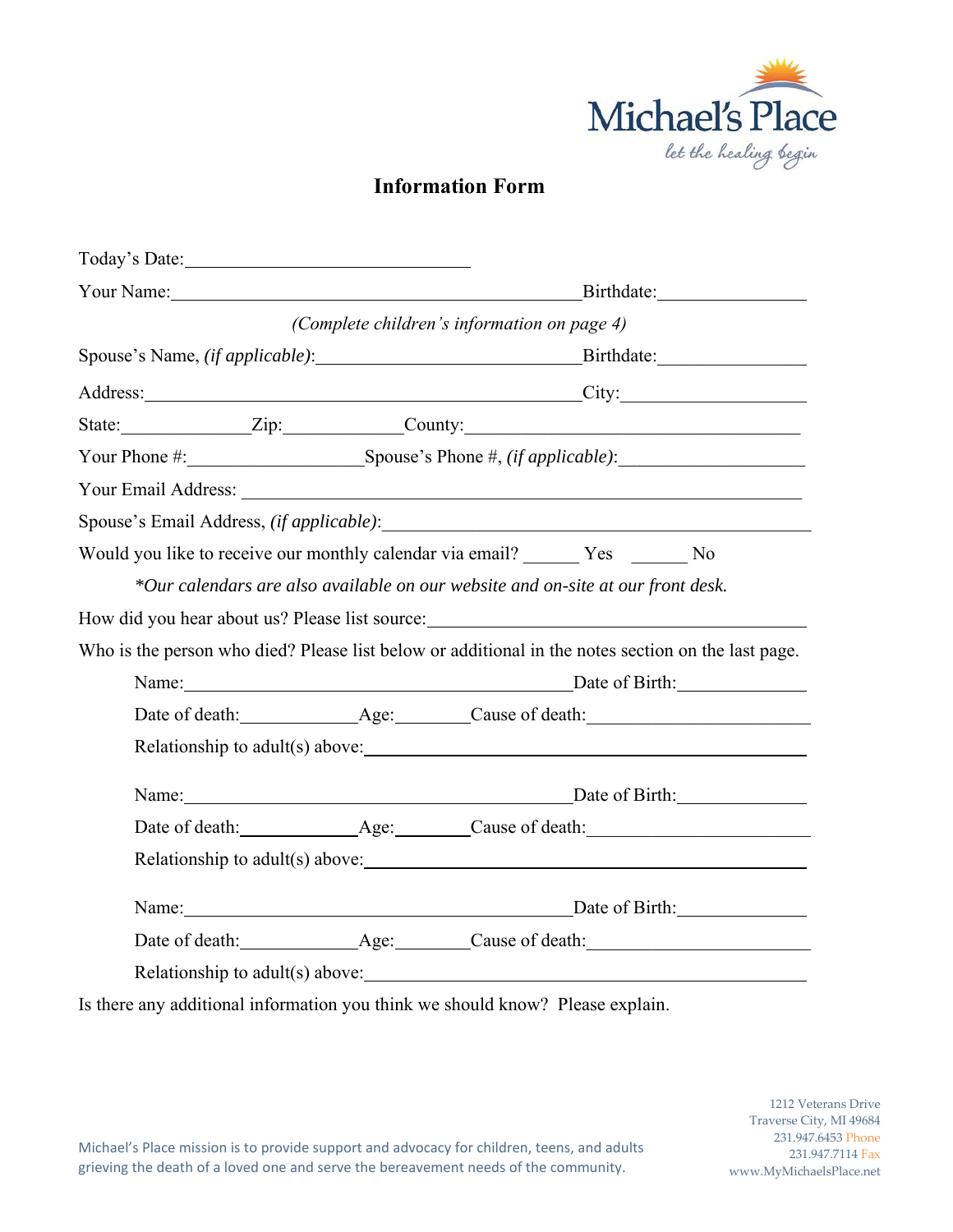Michael's Place

*let the healing begin*

# Information Form

Today's Date: ______________________________

Your Name: ________________________________________ Birthdate: ______________

*(Complete children's information on page 4)*

Spouse's Name, *(if applicable)*: ________________________ Birthdate: ______________

Address: ______________________________________________ City: __________________

State: ____________ Zip: ___________ County: ________________________________

Your Phone #: ________________ Spouse's Phone #, *(if applicable)*: __________________

Your Email Address: ________________________________________________________

Spouse's Email Address, *(if applicable)*: _____________________________________________

Would you like to receive our monthly calendar via email? ______ Yes ______ No

*\*Our calendars are also available on our website and on-site at our front desk.*

How did you hear about us? Please list source: ____________________________________

Who is the person who died? Please list below or additional in the notes section on the last page.

Name: _________________________________________ Date of Birth: _____________

Date of death: ____________ Age: ________ Cause of death: ______________________

Relationship to adult(s) above: __________________________________________

Name: _________________________________________ Date of Birth: _____________

Date of death: ____________ Age: ________ Cause of death: ______________________

Relationship to adult(s) above: __________________________________________

Name: _________________________________________ Date of Birth: _____________

Date of death: ____________ Age: ________ Cause of death: ______________________

Relationship to adult(s) above: __________________________________________

Is there any additional information you think we should know? Please explain.

Michael's Place mission is to provide support and advocacy for children, teens, and adults grieving the death of a loved one and serve the bereavement needs of the community.

1212 Veterans Drive
Traverse City, MI 49684
231.947.6453 Phone
231.947.7114 Fax
www.MyMichaelsPlace.net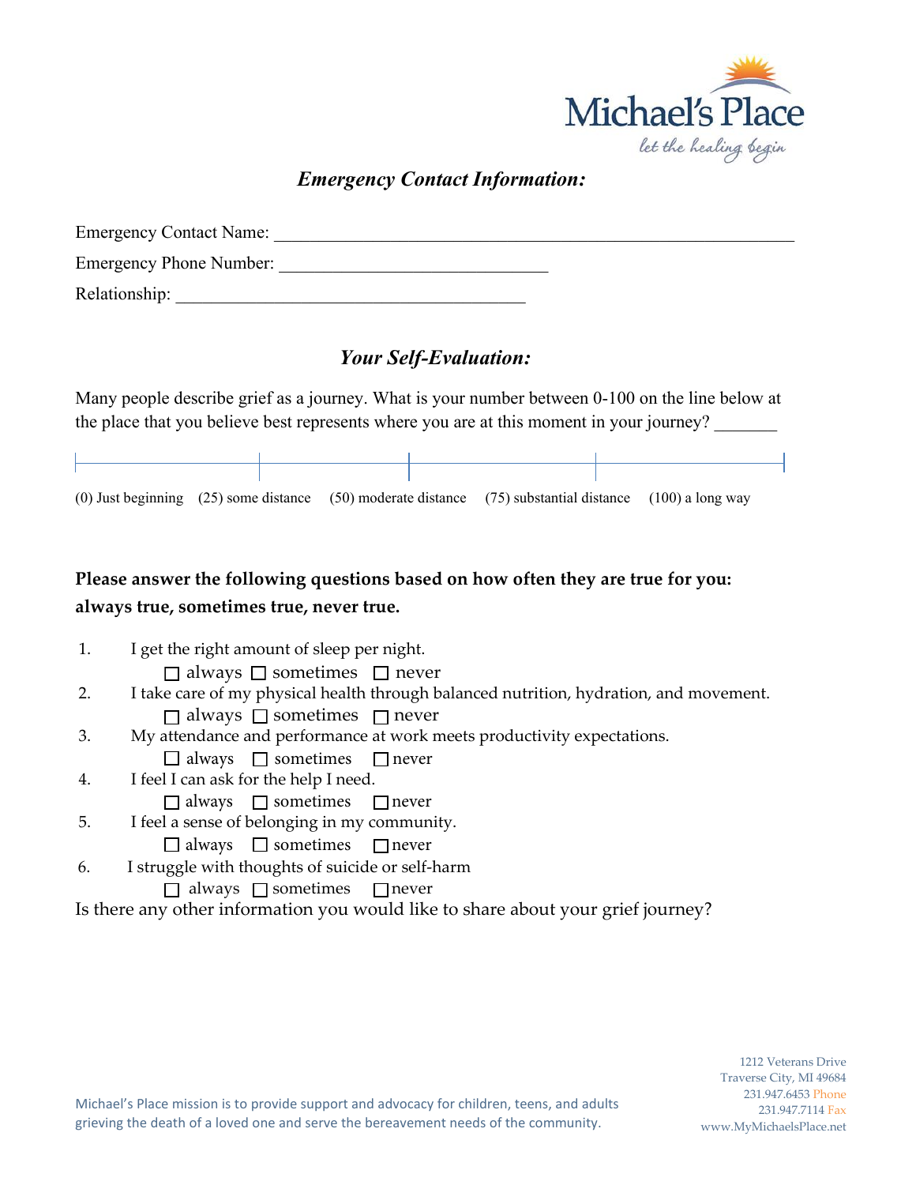Michael's Place
let the healing begin

### *Emergency Contact Information:*

Emergency Contact Name: ___________________________________________________________

Emergency Phone Number: ______________________________

Relationship: _______________________________________

### *Your Self-Evaluation:*

Many people describe grief as a journey. What is your number between 0-100 on the line below at the place that you believe best represents where you are at this moment in your journey? _______

(0) Just beginning (25) some distance (50) moderate distance (75) substantial distance (100) a long way

**Please answer the following questions based on how often they are true for you: always true, sometimes true, never true.**

1. I get the right amount of sleep per night.
   ☐ always ☐ sometimes ☐ never
2. I take care of my physical health through balanced nutrition, hydration, and movement.
   ☐ always ☐ sometimes ☐ never
3. My attendance and performance at work meets productivity expectations.
   ☐ always ☐ sometimes ☐ never
4. I feel I can ask for the help I need.
   ☐ always ☐ sometimes ☐ never
5. I feel a sense of belonging in my community.
   ☐ always ☐ sometimes ☐ never
6. I struggle with thoughts of suicide or self-harm
   ☐ always ☐ sometimes ☐ never

Is there any other information you would like to share about your grief journey?

Michael's Place mission is to provide support and advocacy for children, teens, and adults grieving the death of a loved one and serve the bereavement needs of the community.

1212 Veterans Drive
Traverse City, MI 49684
231.947.6453 Phone
231.947.7114 Fax
www.MyMichaelsPlace.net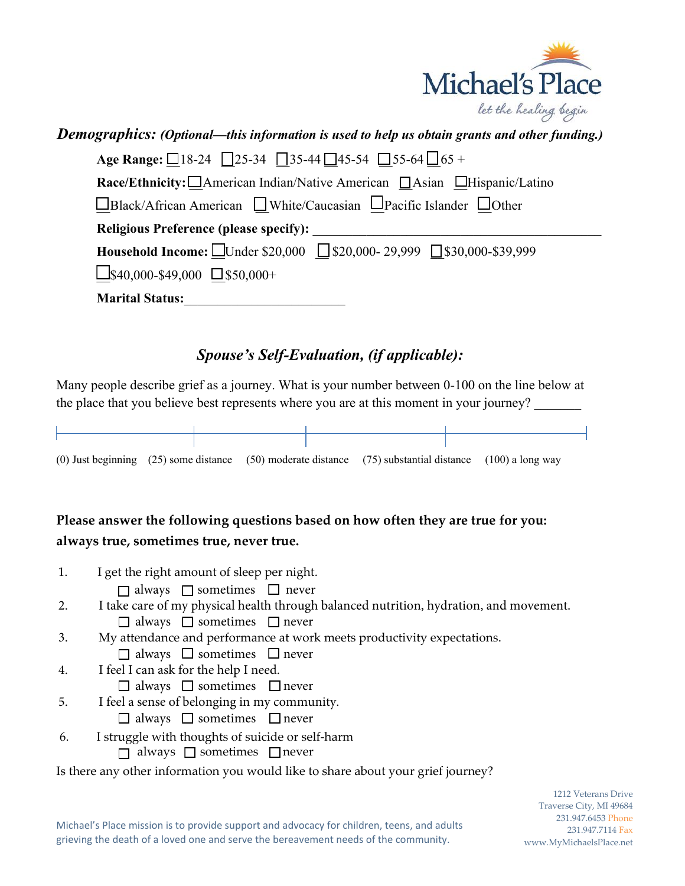Michael's Place
let the healing begin

***Demographics:*** ***(Optional—this information is used to help us obtain grants and other funding.)***

**Age Range:** ☐18-24 ☐25-34 ☐35-44 ☐45-54 ☐55-64 ☐65 +

**Race/Ethnicity:** ☐American Indian/Native American ☐Asian ☐Hispanic/Latino ☐Black/African American ☐White/Caucasian ☐Pacific Islander ☐Other

**Religious Preference (please specify):** ____________________________________________

**Household Income:** ☐Under $20,000 ☐$20,000- 29,999 ☐$30,000-$39,999 ☐$40,000-$49,000 ☐$50,000+

**Marital Status:** ________________________

## *Spouse's Self-Evaluation, (if applicable):*

Many people describe grief as a journey. What is your number between 0-100 on the line below at the place that you believe best represents where you are at this moment in your journey? _______

(0) Just beginning (25) some distance (50) moderate distance (75) substantial distance (100) a long way

**Please answer the following questions based on how often they are true for you: always true, sometimes true, never true.**

1. I get the right amount of sleep per night.
   ☐ always ☐ sometimes ☐ never
2. I take care of my physical health through balanced nutrition, hydration, and movement.
   ☐ always ☐ sometimes ☐ never
3. My attendance and performance at work meets productivity expectations.
   ☐ always ☐ sometimes ☐ never
4. I feel I can ask for the help I need.
   ☐ always ☐ sometimes ☐ never
5. I feel a sense of belonging in my community.
   ☐ always ☐ sometimes ☐ never
6. I struggle with thoughts of suicide or self-harm
   ☐ always ☐ sometimes ☐ never

Is there any other information you would like to share about your grief journey?

Michael's Place mission is to provide support and advocacy for children, teens, and adults grieving the death of a loved one and serve the bereavement needs of the community.

1212 Veterans Drive
Traverse City, MI 49684
231.947.6453 Phone
231.947.7114 Fax
www.MyMichaelsPlace.net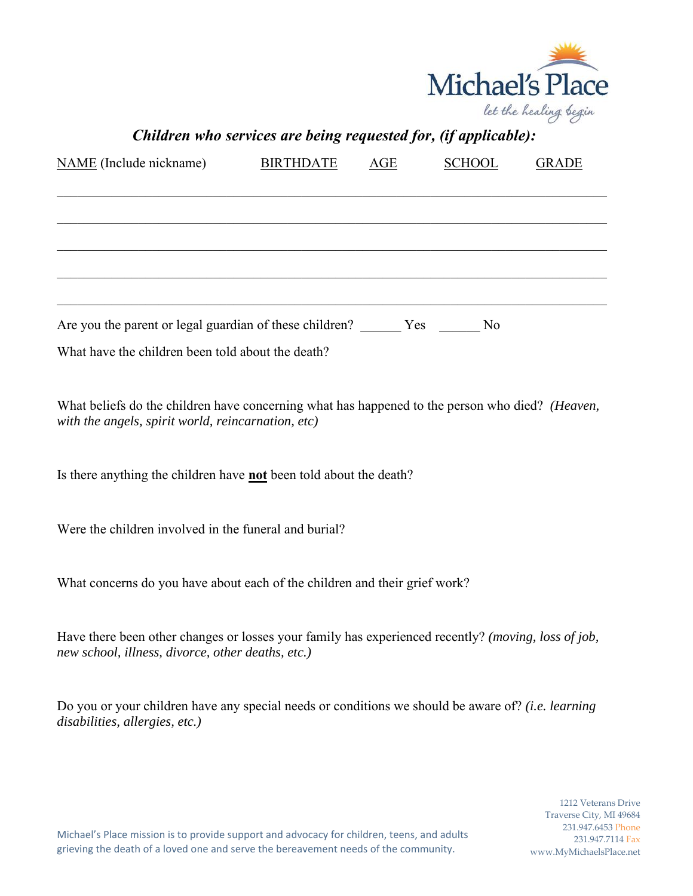## *Children who services are being requested for, (if applicable):*

| NAME (Include nickname) | BIRTHDATE | AGE | SCHOOL | GRADE |
|---|---|---|---|---|
| | | | | |
| | | | | |
| | | | | |
| | | | | |
| | | | | |

Are you the parent or legal guardian of these children? ______ Yes ______ No

What have the children been told about the death?

What beliefs do the children have concerning what has happened to the person who died? *(Heaven, with the angels, spirit world, reincarnation, etc)*

Is there anything the children have **not** been told about the death?

Were the children involved in the funeral and burial?

What concerns do you have about each of the children and their grief work?

Have there been other changes or losses your family has experienced recently? *(moving, loss of job, new school, illness, divorce, other deaths, etc.)*

Do you or your children have any special needs or conditions we should be aware of? *(i.e. learning disabilities, allergies, etc.)*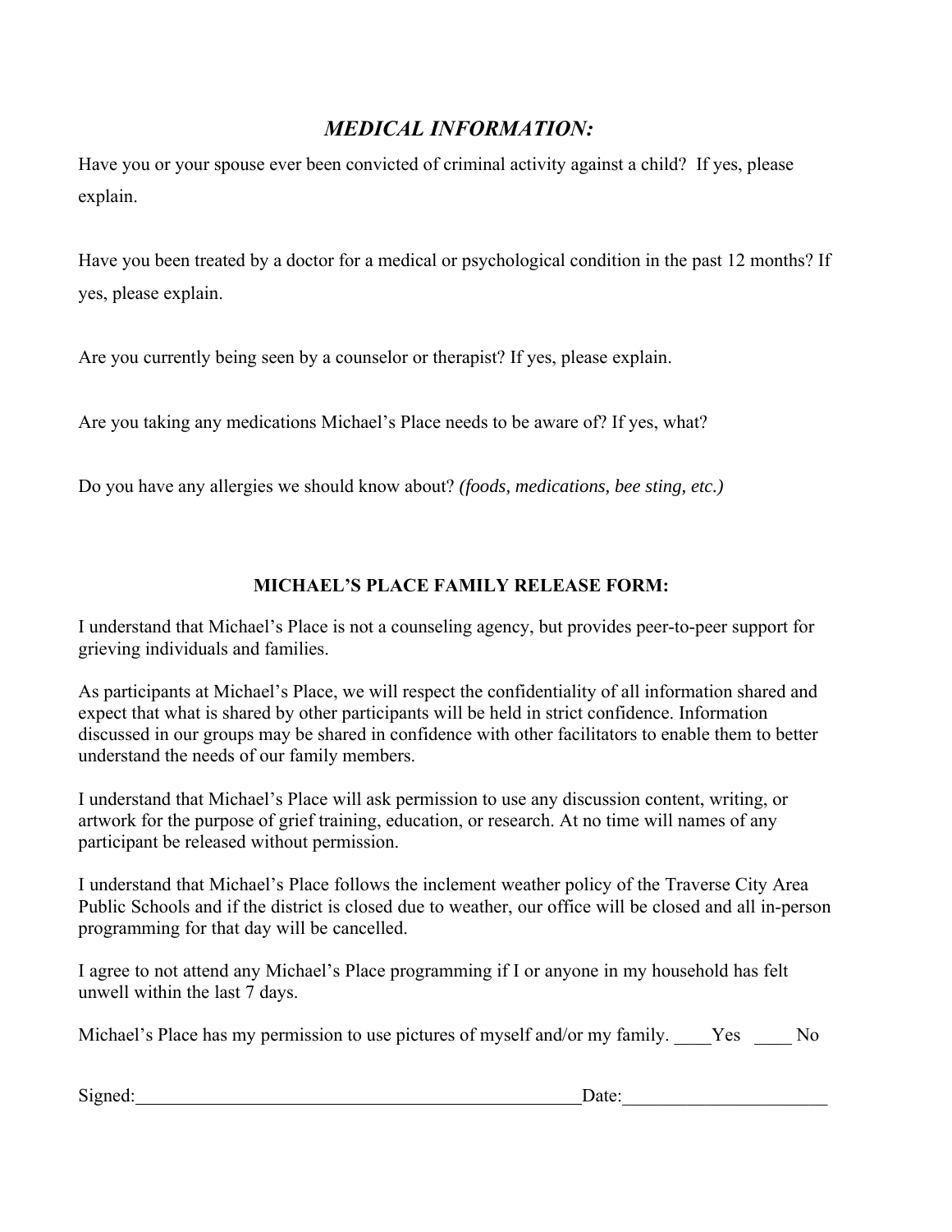## *MEDICAL INFORMATION:*

Have you or your spouse ever been convicted of criminal activity against a child? If yes, please explain.

Have you been treated by a doctor for a medical or psychological condition in the past 12 months? If yes, please explain.

Are you currently being seen by a counselor or therapist? If yes, please explain.

Are you taking any medications Michael's Place needs to be aware of? If yes, what?

Do you have any allergies we should know about? *(foods, medications, bee sting, etc.)*

### MICHAEL'S PLACE FAMILY RELEASE FORM:

I understand that Michael's Place is not a counseling agency, but provides peer-to-peer support for grieving individuals and families.

As participants at Michael's Place, we will respect the confidentiality of all information shared and expect that what is shared by other participants will be held in strict confidence. Information discussed in our groups may be shared in confidence with other facilitators to enable them to better understand the needs of our family members.

I understand that Michael's Place will ask permission to use any discussion content, writing, or artwork for the purpose of grief training, education, or research. At no time will names of any participant be released without permission.

I understand that Michael's Place follows the inclement weather policy of the Traverse City Area Public Schools and if the district is closed due to weather, our office will be closed and all in-person programming for that day will be cancelled.

I agree to not attend any Michael's Place programming if I or anyone in my household has felt unwell within the last 7 days.

Michael's Place has my permission to use pictures of myself and/or my family. ____Yes ____ No

Signed:_________________________________________________Date:_____________________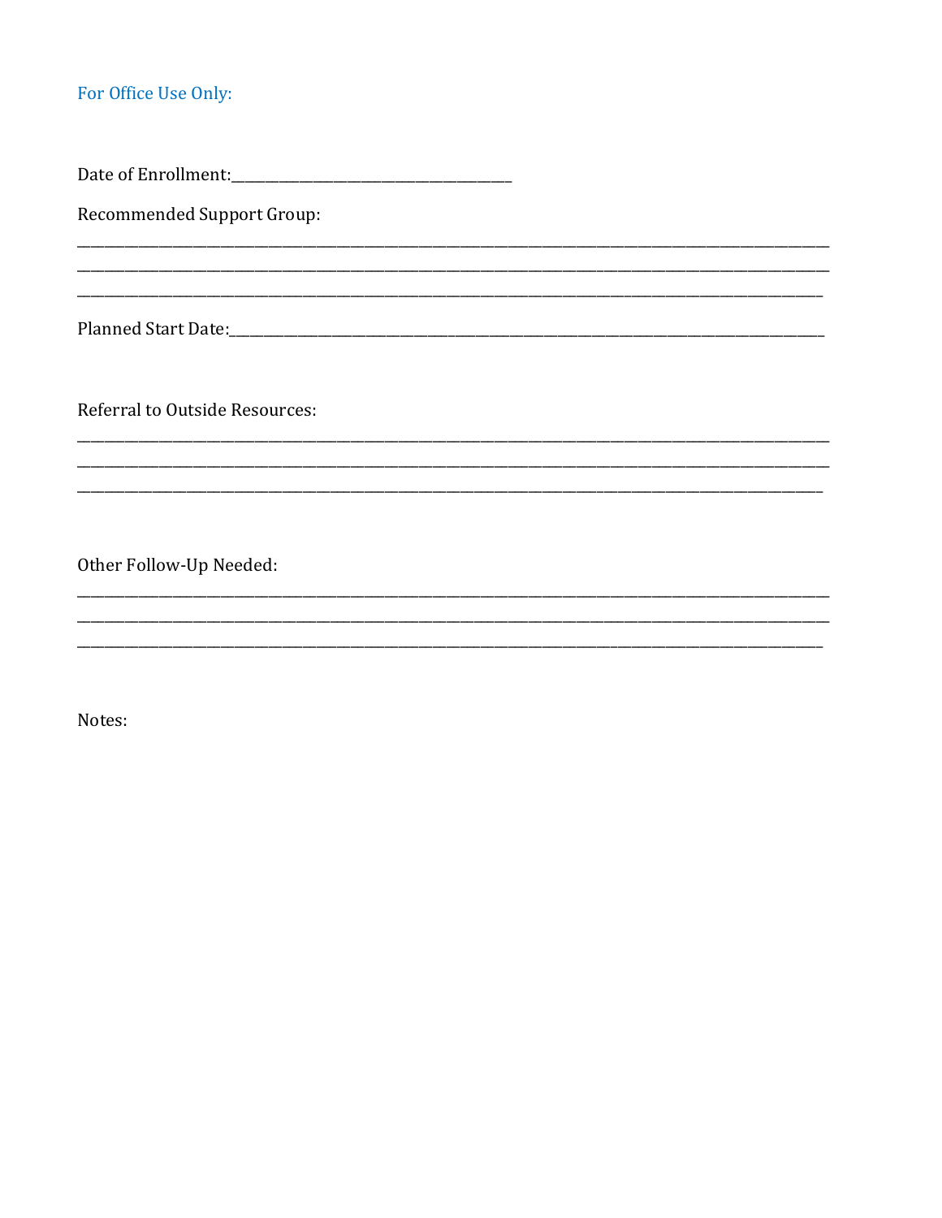For Office Use Only:

Date of Enrollment:_______________________________________

Recommended Support Group:

____________________________________________________________________________________________________

____________________________________________________________________________________________________

___________________________________________________________________________________________________

Planned Start Date:_______________________________________________________________________________

Referral to Outside Resources:

____________________________________________________________________________________________________

____________________________________________________________________________________________________

___________________________________________________________________________________________________

Other Follow-Up Needed:

____________________________________________________________________________________________________

____________________________________________________________________________________________________

___________________________________________________________________________________________________

Notes: